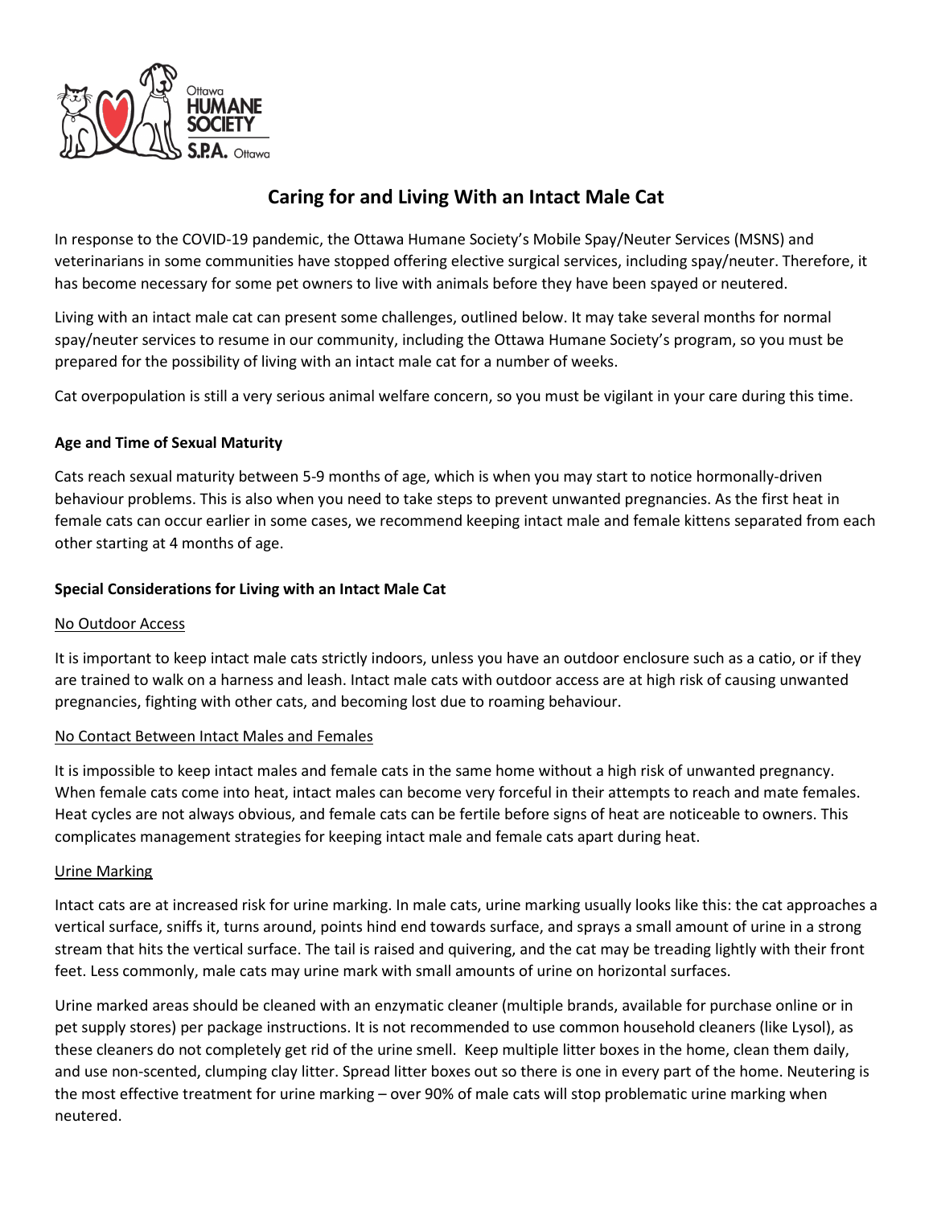# Caring for and Living With an Intact Male Cat

In response to the COVID-19 pandemic, the Ottawa Humane Society's Mobile Spay/Neuter Services (MSNS) and veterinarians in some communities have stopped offering elective surgical services, including spay/neuter. Therefore, it has become necessary for some pet owners to live with animals before they have been spayed or neutered.

Living with an intact male cat can present some challenges, outlined below. It may take several months for normal spay/neuter services to resume in our community, including the Ottawa Humane Society's program, so you must be prepared for the possibility of living with an intact male cat for a number of weeks.

Cat overpopulation is still a very serious animal welfare concern, so you must be vigilant in your care during this time.

## Age and Time of Sexual Maturity

Cats reach sexual maturity between 5-9 months of age, which is when you may start to notice hormonally-driven behaviour problems. This is also when you need to take steps to prevent unwanted pregnancies. As the first heat in female cats can occur earlier in some cases, we recommend keeping intact male and female kittens separated from each other starting at 4 months of age.

## Special Considerations for Living with an Intact Male Cat

### No Outdoor Access

It is important to keep intact male cats strictly indoors, unless you have an outdoor enclosure such as a catio, or if they are trained to walk on a harness and leash. Intact male cats with outdoor access are at high risk of causing unwanted pregnancies, fighting with other cats, and becoming lost due to roaming behaviour.

### No Contact Between Intact Males and Females

It is impossible to keep intact males and female cats in the same home without a high risk of unwanted pregnancy. When female cats come into heat, intact males can become very forceful in their attempts to reach and mate females. Heat cycles are not always obvious, and female cats can be fertile before signs of heat are noticeable to owners. This complicates management strategies for keeping intact male and female cats apart during heat.

### Urine Marking

Intact cats are at increased risk for urine marking. In male cats, urine marking usually looks like this: the cat approaches a vertical surface, sniffs it, turns around, points hind end towards surface, and sprays a small amount of urine in a strong stream that hits the vertical surface. The tail is raised and quivering, and the cat may be treading lightly with their front feet. Less commonly, male cats may urine mark with small amounts of urine on horizontal surfaces.

Urine marked areas should be cleaned with an enzymatic cleaner (multiple brands, available for purchase online or in pet supply stores) per package instructions. It is not recommended to use common household cleaners (like Lysol), as these cleaners do not completely get rid of the urine smell. Keep multiple litter boxes in the home, clean them daily, and use non-scented, clumping clay litter. Spread litter boxes out so there is one in every part of the home. Neutering is the most effective treatment for urine marking – over 90% of male cats will stop problematic urine marking when neutered.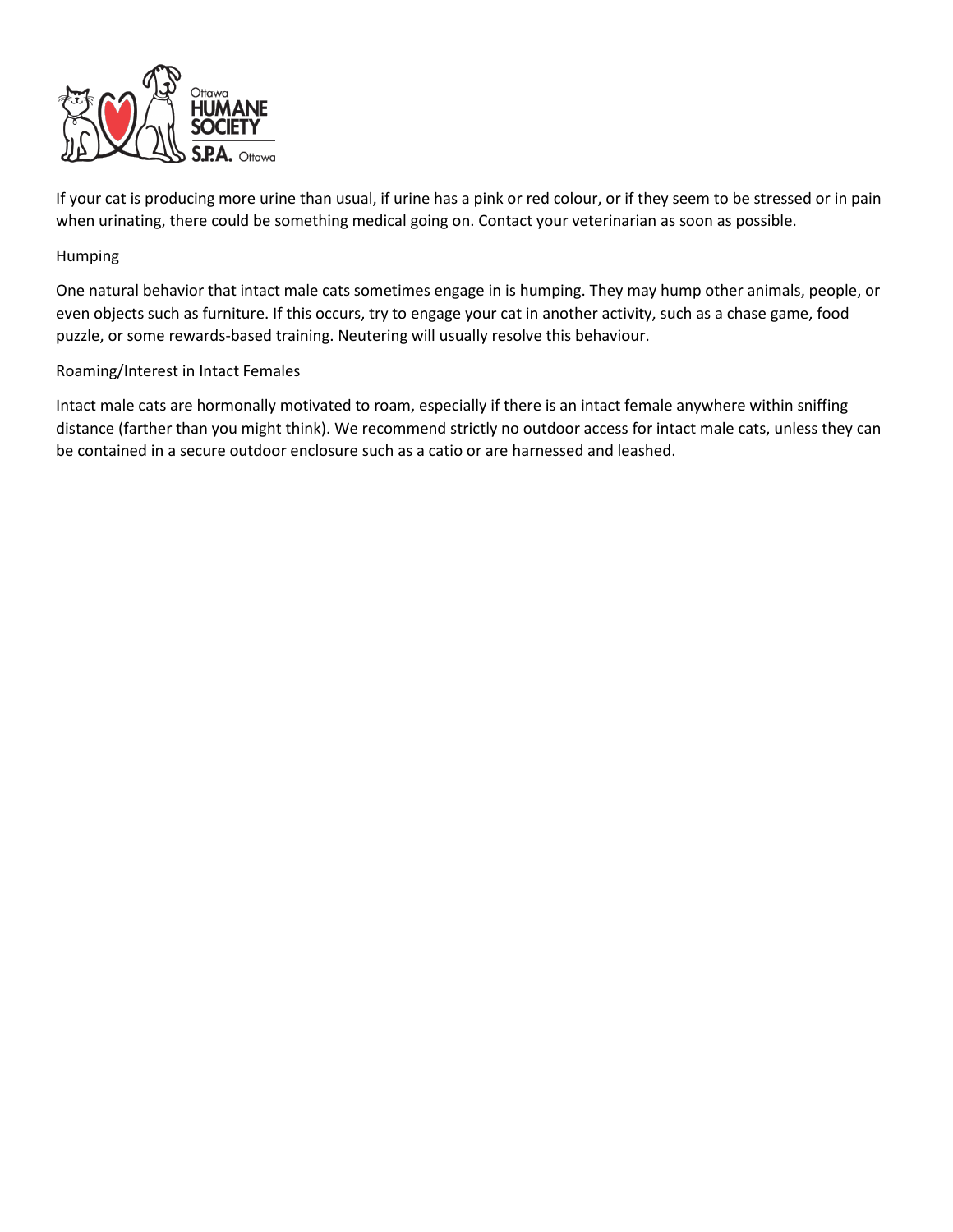If your cat is producing more urine than usual, if urine has a pink or red colour, or if they seem to be stressed or in pain when urinating, there could be something medical going on. Contact your veterinarian as soon as possible.

## Humping

One natural behavior that intact male cats sometimes engage in is humping. They may hump other animals, people, or even objects such as furniture. If this occurs, try to engage your cat in another activity, such as a chase game, food puzzle, or some rewards-based training. Neutering will usually resolve this behaviour.

## Roaming/Interest in Intact Females

Intact male cats are hormonally motivated to roam, especially if there is an intact female anywhere within sniffing distance (farther than you might think). We recommend strictly no outdoor access for intact male cats, unless they can be contained in a secure outdoor enclosure such as a catio or are harnessed and leashed.